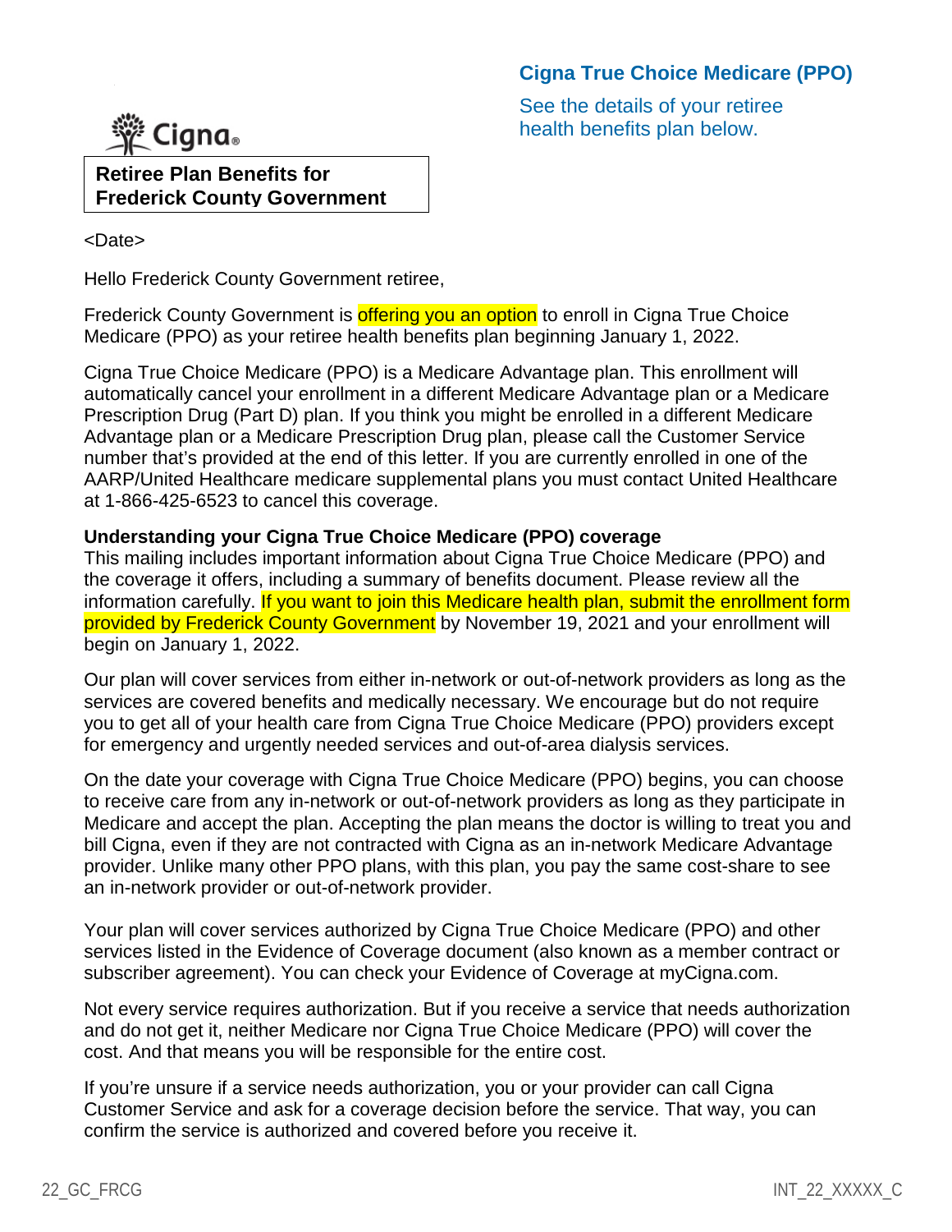**Cigna True Choice Medicare (PPO)**

See the details of your retiree health benefits plan below.

Cigna

**Retiree Plan Benefits for Frederick County Government**

<Date>

Hello Frederick County Government retiree,

Frederick County Government is offering you an option to enroll in Cigna True Choice Medicare (PPO) as your retiree health benefits plan beginning January 1, 2022.

Cigna True Choice Medicare (PPO) is a Medicare Advantage plan. This enrollment will automatically cancel your enrollment in a different Medicare Advantage plan or a Medicare Prescription Drug (Part D) plan. If you think you might be enrolled in a different Medicare Advantage plan or a Medicare Prescription Drug plan, please call the Customer Service number that's provided at the end of this letter. If you are currently enrolled in one of the AARP/United Healthcare medicare supplemental plans you must contact United Healthcare at 1-866-425-6523 to cancel this coverage.

**Understanding your Cigna True Choice Medicare (PPO) coverage**

This mailing includes important information about Cigna True Choice Medicare (PPO) and the coverage it offers, including a summary of benefits document. Please review all the information carefully. If you want to join this Medicare health plan, submit the enrollment form provided by Frederick County Government by November 19, 2021 and your enrollment will begin on January 1, 2022.

Our plan will cover services from either in-network or out-of-network providers as long as the services are covered benefits and medically necessary. We encourage but do not require you to get all of your health care from Cigna True Choice Medicare (PPO) providers except for emergency and urgently needed services and out-of-area dialysis services.

On the date your coverage with Cigna True Choice Medicare (PPO) begins, you can choose to receive care from any in-network or out-of-network providers as long as they participate in Medicare and accept the plan. Accepting the plan means the doctor is willing to treat you and bill Cigna, even if they are not contracted with Cigna as an in-network Medicare Advantage provider. Unlike many other PPO plans, with this plan, you pay the same cost-share to see an in-network provider or out-of-network provider.

Your plan will cover services authorized by Cigna True Choice Medicare (PPO) and other services listed in the Evidence of Coverage document (also known as a member contract or subscriber agreement). You can check your Evidence of Coverage at myCigna.com.

Not every service requires authorization. But if you receive a service that needs authorization and do not get it, neither Medicare nor Cigna True Choice Medicare (PPO) will cover the cost. And that means you will be responsible for the entire cost.

If you're unsure if a service needs authorization, you or your provider can call Cigna Customer Service and ask for a coverage decision before the service. That way, you can confirm the service is authorized and covered before you receive it.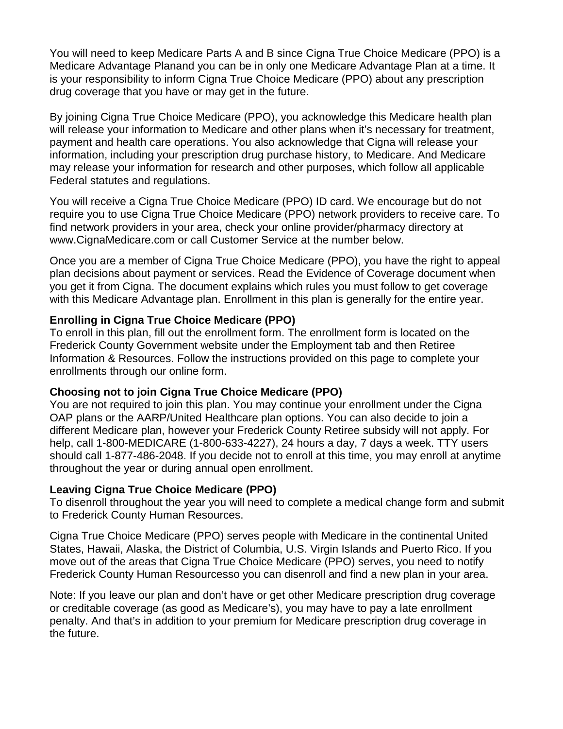You will need to keep Medicare Parts A and B since Cigna True Choice Medicare (PPO) is a Medicare Advantage Planand you can be in only one Medicare Advantage Plan at a time. It is your responsibility to inform Cigna True Choice Medicare (PPO) about any prescription drug coverage that you have or may get in the future.

By joining Cigna True Choice Medicare (PPO), you acknowledge this Medicare health plan will release your information to Medicare and other plans when it's necessary for treatment, payment and health care operations. You also acknowledge that Cigna will release your information, including your prescription drug purchase history, to Medicare. And Medicare may release your information for research and other purposes, which follow all applicable Federal statutes and regulations.

You will receive a Cigna True Choice Medicare (PPO) ID card. We encourage but do not require you to use Cigna True Choice Medicare (PPO) network providers to receive care. To find network providers in your area, check your online provider/pharmacy directory at www.CignaMedicare.com or call Customer Service at the number below.

Once you are a member of Cigna True Choice Medicare (PPO), you have the right to appeal plan decisions about payment or services. Read the Evidence of Coverage document when you get it from Cigna. The document explains which rules you must follow to get coverage with this Medicare Advantage plan. Enrollment in this plan is generally for the entire year.

**Enrolling in Cigna True Choice Medicare (PPO)**
To enroll in this plan, fill out the enrollment form. The enrollment form is located on the Frederick County Government website under the Employment tab and then Retiree Information & Resources. Follow the instructions provided on this page to complete your enrollments through our online form.

**Choosing not to join Cigna True Choice Medicare (PPO)**
You are not required to join this plan. You may continue your enrollment under the Cigna OAP plans or the AARP/United Healthcare plan options. You can also decide to join a different Medicare plan, however your Frederick County Retiree subsidy will not apply. For help, call 1-800-MEDICARE (1-800-633-4227), 24 hours a day, 7 days a week. TTY users should call 1-877-486-2048. If you decide not to enroll at this time, you may enroll at anytime throughout the year or during annual open enrollment.

**Leaving Cigna True Choice Medicare (PPO)**
To disenroll throughout the year you will need to complete a medical change form and submit to Frederick County Human Resources.

Cigna True Choice Medicare (PPO) serves people with Medicare in the continental United States, Hawaii, Alaska, the District of Columbia, U.S. Virgin Islands and Puerto Rico. If you move out of the areas that Cigna True Choice Medicare (PPO) serves, you need to notify Frederick County Human Resourcesso you can disenroll and find a new plan in your area.

Note: If you leave our plan and don't have or get other Medicare prescription drug coverage or creditable coverage (as good as Medicare's), you may have to pay a late enrollment penalty. And that's in addition to your premium for Medicare prescription drug coverage in the future.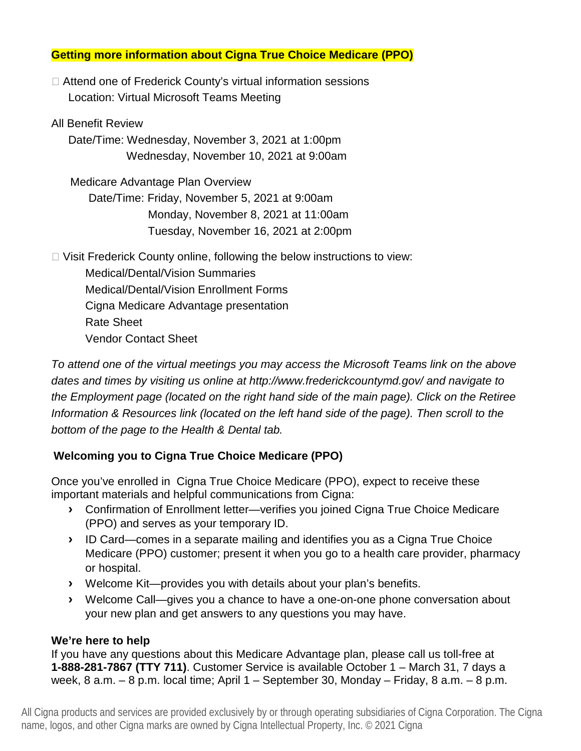**Getting more information about Cigna True Choice Medicare (PPO)**

- Attend one of Frederick County's virtual information sessions
  Location: Virtual Microsoft Teams Meeting

All Benefit Review
  Date/Time: Wednesday, November 3, 2021 at 1:00pm
  Wednesday, November 10, 2021 at 9:00am

Medicare Advantage Plan Overview
  Date/Time: Friday, November 5, 2021 at 9:00am
  Monday, November 8, 2021 at 11:00am
  Tuesday, November 16, 2021 at 2:00pm

- Visit Frederick County online, following the below instructions to view:
  - Medical/Dental/Vision Summaries
  - Medical/Dental/Vision Enrollment Forms
  - Cigna Medicare Advantage presentation
  - Rate Sheet
  - Vendor Contact Sheet

*To attend one of the virtual meetings you may access the Microsoft Teams link on the above dates and times by visiting us online at http://www.frederickcountymd.gov/ and navigate to the Employment page (located on the right hand side of the main page). Click on the Retiree Information & Resources link (located on the left hand side of the page). Then scroll to the bottom of the page to the Health & Dental tab.*

**Welcoming you to Cigna True Choice Medicare (PPO)**

Once you've enrolled in Cigna True Choice Medicare (PPO), expect to receive these important materials and helpful communications from Cigna:

- Confirmation of Enrollment letter—verifies you joined Cigna True Choice Medicare (PPO) and serves as your temporary ID.
- ID Card—comes in a separate mailing and identifies you as a Cigna True Choice Medicare (PPO) customer; present it when you go to a health care provider, pharmacy or hospital.
- Welcome Kit—provides you with details about your plan's benefits.
- Welcome Call—gives you a chance to have a one-on-one phone conversation about your new plan and get answers to any questions you may have.

**We're here to help**

If you have any questions about this Medicare Advantage plan, please call us toll-free at **1-888-281-7867 (TTY 711)**. Customer Service is available October 1 – March 31, 7 days a week, 8 a.m. – 8 p.m. local time; April 1 – September 30, Monday – Friday, 8 a.m. – 8 p.m.

All Cigna products and services are provided exclusively by or through operating subsidiaries of Cigna Corporation. The Cigna name, logos, and other Cigna marks are owned by Cigna Intellectual Property, Inc. © 2021 Cigna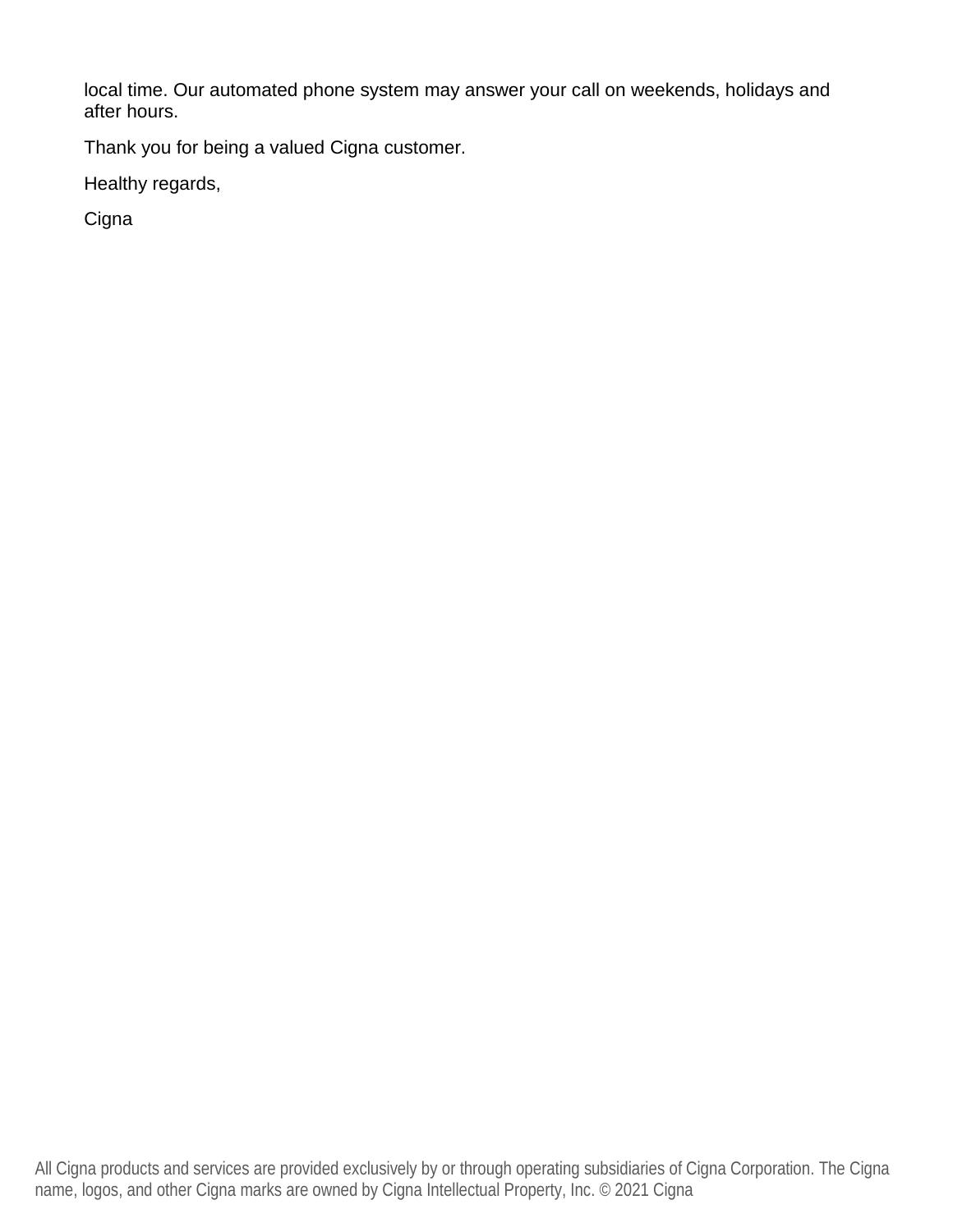local time. Our automated phone system may answer your call on weekends, holidays and after hours.

Thank you for being a valued Cigna customer.

Healthy regards,

Cigna

All Cigna products and services are provided exclusively by or through operating subsidiaries of Cigna Corporation. The Cigna name, logos, and other Cigna marks are owned by Cigna Intellectual Property, Inc. © 2021 Cigna